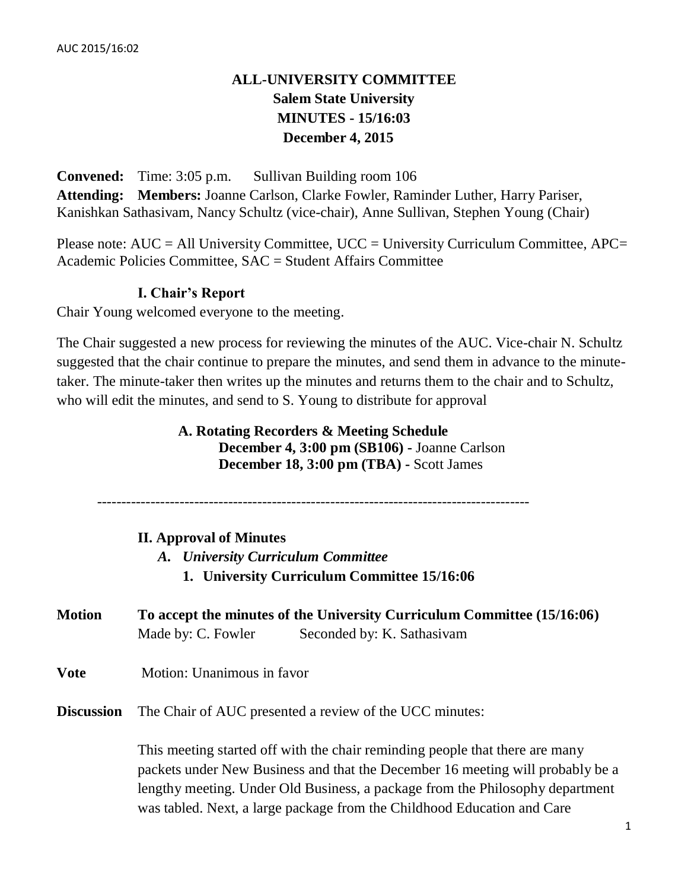AUC 2015/16:02

# ALL-UNIVERSITY COMMITTEE
## Salem State University
## MINUTES - 15/16:03
## December 4, 2015

**Convened:** Time: 3:05 p.m. Sullivan Building room 106

**Attending:** **Members:** Joanne Carlson, Clarke Fowler, Raminder Luther, Harry Pariser, Kanishkan Sathasivam, Nancy Schultz (vice-chair), Anne Sullivan, Stephen Young (Chair)

Please note: AUC = All University Committee, UCC = University Curriculum Committee, APC= Academic Policies Committee, SAC = Student Affairs Committee

### I. Chair's Report

Chair Young welcomed everyone to the meeting.

The Chair suggested a new process for reviewing the minutes of the AUC. Vice-chair N. Schultz suggested that the chair continue to prepare the minutes, and send them in advance to the minute-taker. The minute-taker then writes up the minutes and returns them to the chair and to Schultz, who will edit the minutes, and send to S. Young to distribute for approval

**A. Rotating Recorders & Meeting Schedule**

**December 4, 3:00 pm (SB106) -** Joanne Carlson
**December 18, 3:00 pm (TBA) -** Scott James

---

### II. Approval of Minutes

*A. University Curriculum Committee*

**1. University Curriculum Committee 15/16:06**

**Motion** **To accept the minutes of the University Curriculum Committee (15/16:06)**
Made by: C. Fowler Seconded by: K. Sathasivam

**Vote** Motion: Unanimous in favor

**Discussion** The Chair of AUC presented a review of the UCC minutes:

This meeting started off with the chair reminding people that there are many packets under New Business and that the December 16 meeting will probably be a lengthy meeting. Under Old Business, a package from the Philosophy department was tabled. Next, a large package from the Childhood Education and Care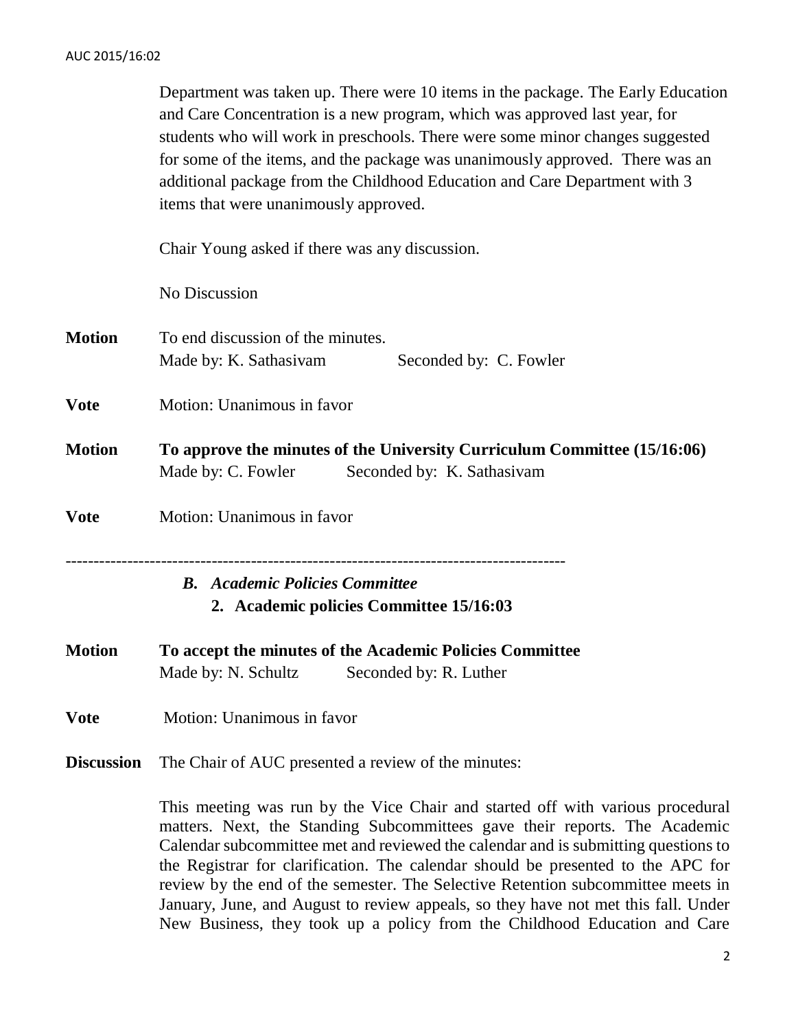Department was taken up. There were 10 items in the package. The Early Education and Care Concentration is a new program, which was approved last year, for students who will work in preschools. There were some minor changes suggested for some of the items, and the package was unanimously approved. There was an additional package from the Childhood Education and Care Department with 3 items that were unanimously approved.

Chair Young asked if there was any discussion.

No Discussion

**Motion** To end discussion of the minutes.
Made by: K. Sathasivam Seconded by: C. Fowler

**Vote** Motion: Unanimous in favor

**Motion** **To approve the minutes of the University Curriculum Committee (15/16:06)**
Made by: C. Fowler Seconded by: K. Sathasivam

**Vote** Motion: Unanimous in favor

---

***B. Academic Policies Committee***

**2. Academic policies Committee 15/16:03**

**Motion** **To accept the minutes of the Academic Policies Committee**
Made by: N. Schultz Seconded by: R. Luther

**Vote** Motion: Unanimous in favor

**Discussion** The Chair of AUC presented a review of the minutes:

This meeting was run by the Vice Chair and started off with various procedural matters. Next, the Standing Subcommittees gave their reports. The Academic Calendar subcommittee met and reviewed the calendar and is submitting questions to the Registrar for clarification. The calendar should be presented to the APC for review by the end of the semester. The Selective Retention subcommittee meets in January, June, and August to review appeals, so they have not met this fall. Under New Business, they took up a policy from the Childhood Education and Care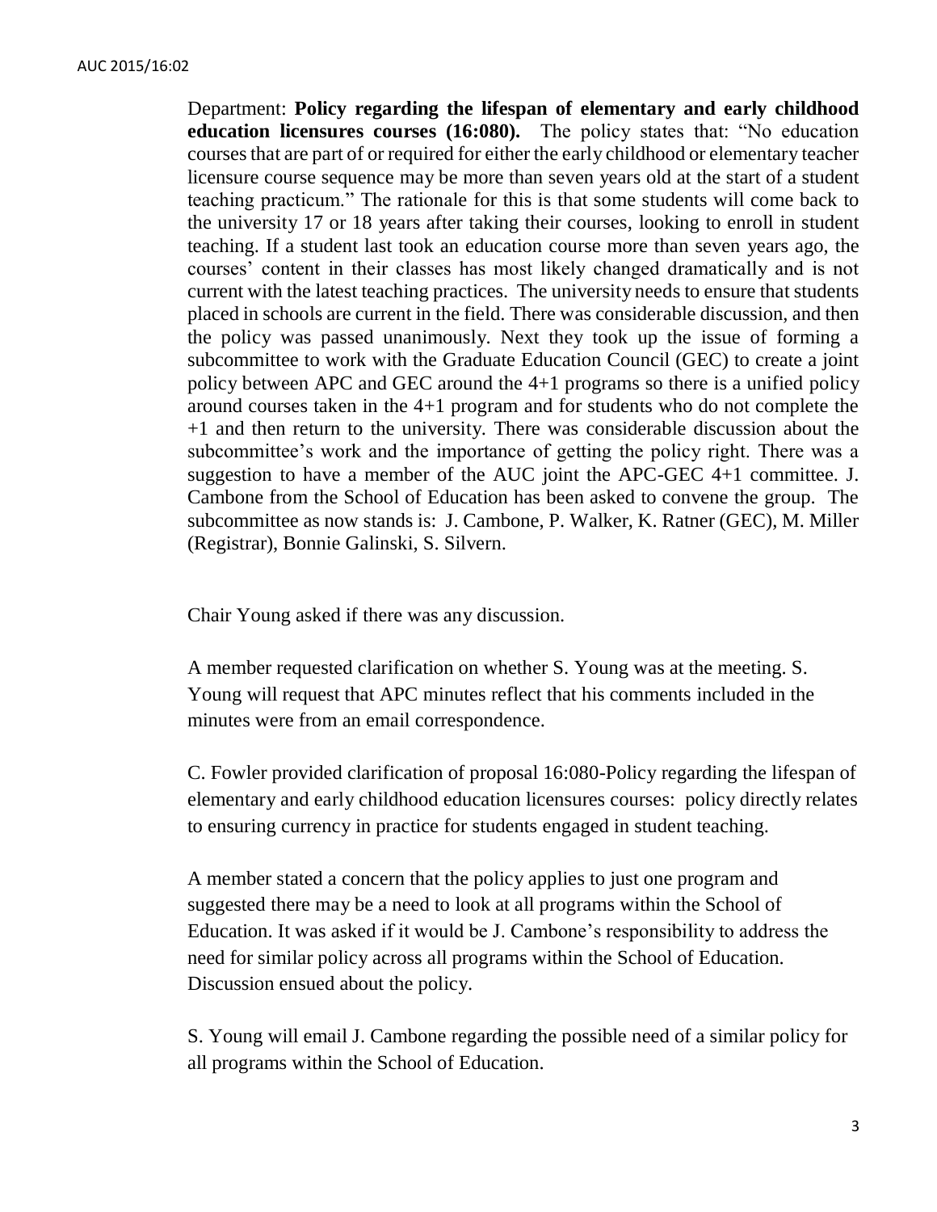Department: **Policy regarding the lifespan of elementary and early childhood education licensures courses (16:080).** The policy states that: "No education courses that are part of or required for either the early childhood or elementary teacher licensure course sequence may be more than seven years old at the start of a student teaching practicum." The rationale for this is that some students will come back to the university 17 or 18 years after taking their courses, looking to enroll in student teaching. If a student last took an education course more than seven years ago, the courses' content in their classes has most likely changed dramatically and is not current with the latest teaching practices. The university needs to ensure that students placed in schools are current in the field. There was considerable discussion, and then the policy was passed unanimously. Next they took up the issue of forming a subcommittee to work with the Graduate Education Council (GEC) to create a joint policy between APC and GEC around the 4+1 programs so there is a unified policy around courses taken in the 4+1 program and for students who do not complete the +1 and then return to the university. There was considerable discussion about the subcommittee's work and the importance of getting the policy right. There was a suggestion to have a member of the AUC joint the APC-GEC 4+1 committee. J. Cambone from the School of Education has been asked to convene the group. The subcommittee as now stands is: J. Cambone, P. Walker, K. Ratner (GEC), M. Miller (Registrar), Bonnie Galinski, S. Silvern.

Chair Young asked if there was any discussion.

A member requested clarification on whether S. Young was at the meeting. S. Young will request that APC minutes reflect that his comments included in the minutes were from an email correspondence.

C. Fowler provided clarification of proposal 16:080-Policy regarding the lifespan of elementary and early childhood education licensures courses: policy directly relates to ensuring currency in practice for students engaged in student teaching.

A member stated a concern that the policy applies to just one program and suggested there may be a need to look at all programs within the School of Education. It was asked if it would be J. Cambone's responsibility to address the need for similar policy across all programs within the School of Education. Discussion ensued about the policy.

S. Young will email J. Cambone regarding the possible need of a similar policy for all programs within the School of Education.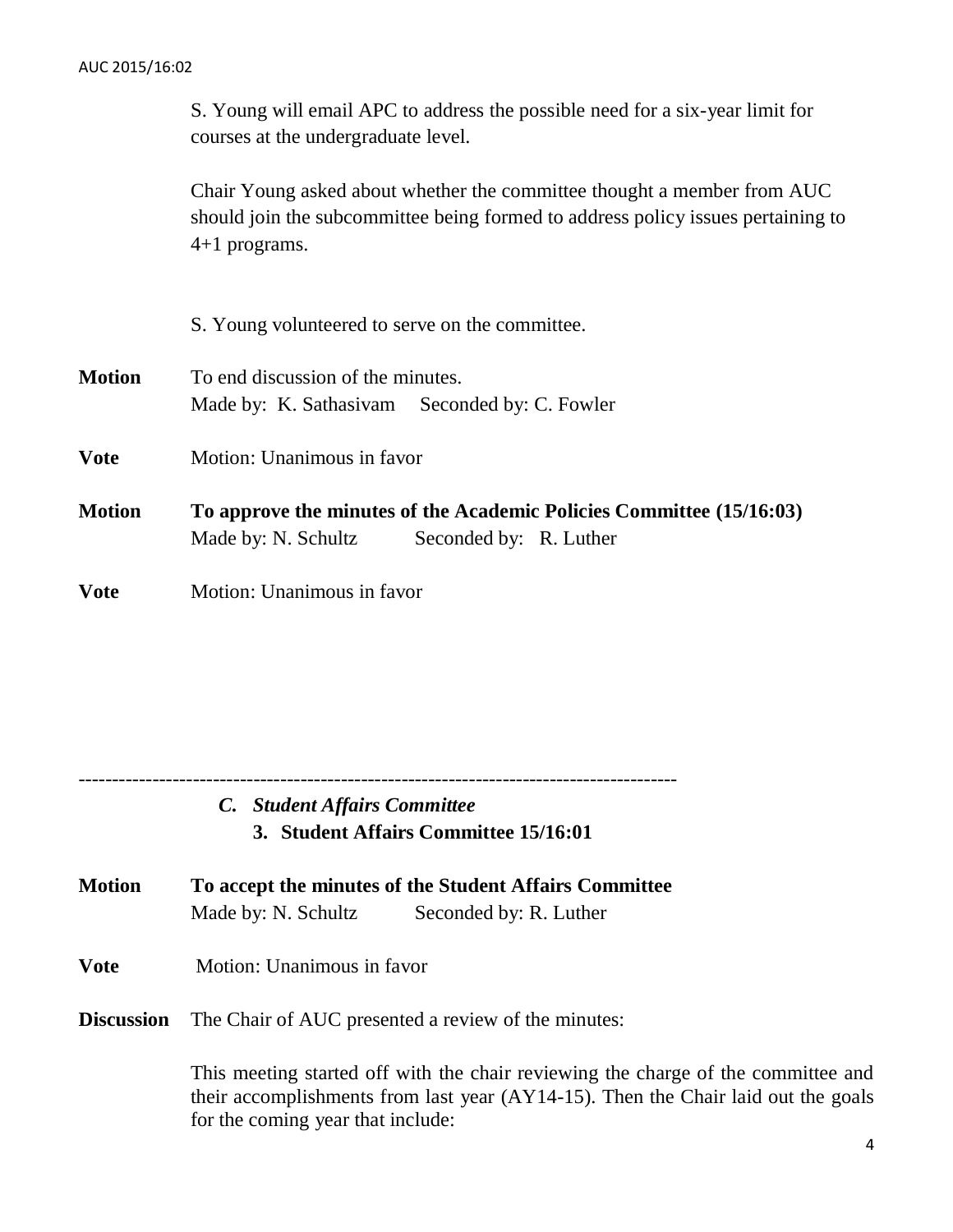S. Young will email APC to address the possible need for a six-year limit for courses at the undergraduate level.

Chair Young asked about whether the committee thought a member from AUC should join the subcommittee being formed to address policy issues pertaining to 4+1 programs.

S. Young volunteered to serve on the committee.

**Motion** To end discussion of the minutes.
Made by: K. Sathasivam Seconded by: C. Fowler

**Vote** Motion: Unanimous in favor

**Motion** **To approve the minutes of the Academic Policies Committee (15/16:03)**
Made by: N. Schultz Seconded by: R. Luther

**Vote** Motion: Unanimous in favor

---

### *C. Student Affairs Committee*

#### 3. Student Affairs Committee 15/16:01

**Motion** **To accept the minutes of the Student Affairs Committee**
Made by: N. Schultz Seconded by: R. Luther

**Vote** Motion: Unanimous in favor

**Discussion** The Chair of AUC presented a review of the minutes:

This meeting started off with the chair reviewing the charge of the committee and their accomplishments from last year (AY14-15). Then the Chair laid out the goals for the coming year that include: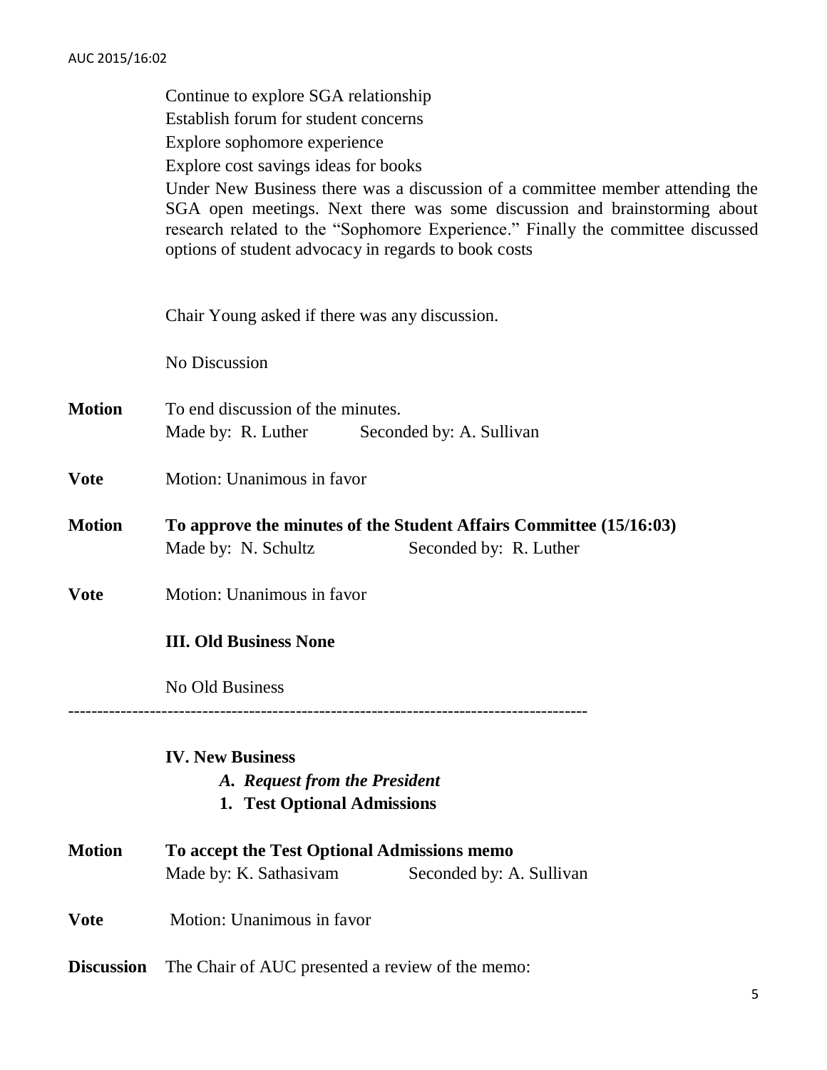Continue to explore SGA relationship
Establish forum for student concerns
Explore sophomore experience
Explore cost savings ideas for books
Under New Business there was a discussion of a committee member attending the SGA open meetings. Next there was some discussion and brainstorming about research related to the "Sophomore Experience." Finally the committee discussed options of student advocacy in regards to book costs

Chair Young asked if there was any discussion.

No Discussion

**Motion** To end discussion of the minutes.
Made by: R. Luther Seconded by: A. Sullivan

**Vote** Motion: Unanimous in favor

**Motion** **To approve the minutes of the Student Affairs Committee (15/16:03)**
Made by: N. Schultz Seconded by: R. Luther

**Vote** Motion: Unanimous in favor

**III. Old Business None**

No Old Business

---

**IV. New Business**

*A. Request from the President*

**1. Test Optional Admissions**

**Motion** **To accept the Test Optional Admissions memo**
Made by: K. Sathasivam Seconded by: A. Sullivan

**Vote** Motion: Unanimous in favor

**Discussion** The Chair of AUC presented a review of the memo: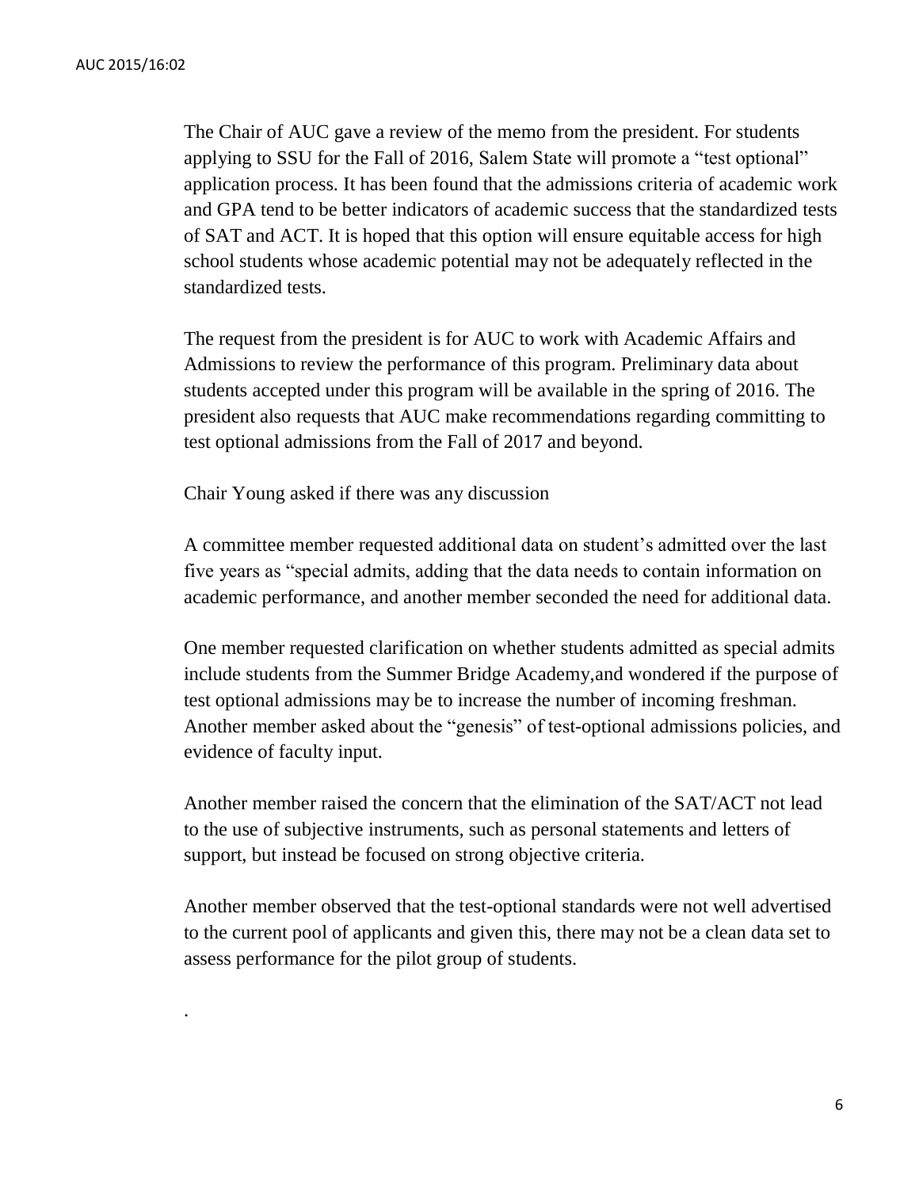The Chair of AUC gave a review of the memo from the president. For students applying to SSU for the Fall of 2016, Salem State will promote a "test optional" application process. It has been found that the admissions criteria of academic work and GPA tend to be better indicators of academic success that the standardized tests of SAT and ACT. It is hoped that this option will ensure equitable access for high school students whose academic potential may not be adequately reflected in the standardized tests.

The request from the president is for AUC to work with Academic Affairs and Admissions to review the performance of this program. Preliminary data about students accepted under this program will be available in the spring of 2016. The president also requests that AUC make recommendations regarding committing to test optional admissions from the Fall of 2017 and beyond.

Chair Young asked if there was any discussion

A committee member requested additional data on student's admitted over the last five years as "special admits, adding that the data needs to contain information on academic performance, and another member seconded the need for additional data.

One member requested clarification on whether students admitted as special admits include students from the Summer Bridge Academy,and wondered if the purpose of test optional admissions may be to increase the number of incoming freshman. Another member asked about the "genesis" of test-optional admissions policies, and evidence of faculty input.

Another member raised the concern that the elimination of the SAT/ACT not lead to the use of subjective instruments, such as personal statements and letters of support, but instead be focused on strong objective criteria.

Another member observed that the test-optional standards were not well advertised to the current pool of applicants and given this, there may not be a clean data set to assess performance for the pilot group of students.

.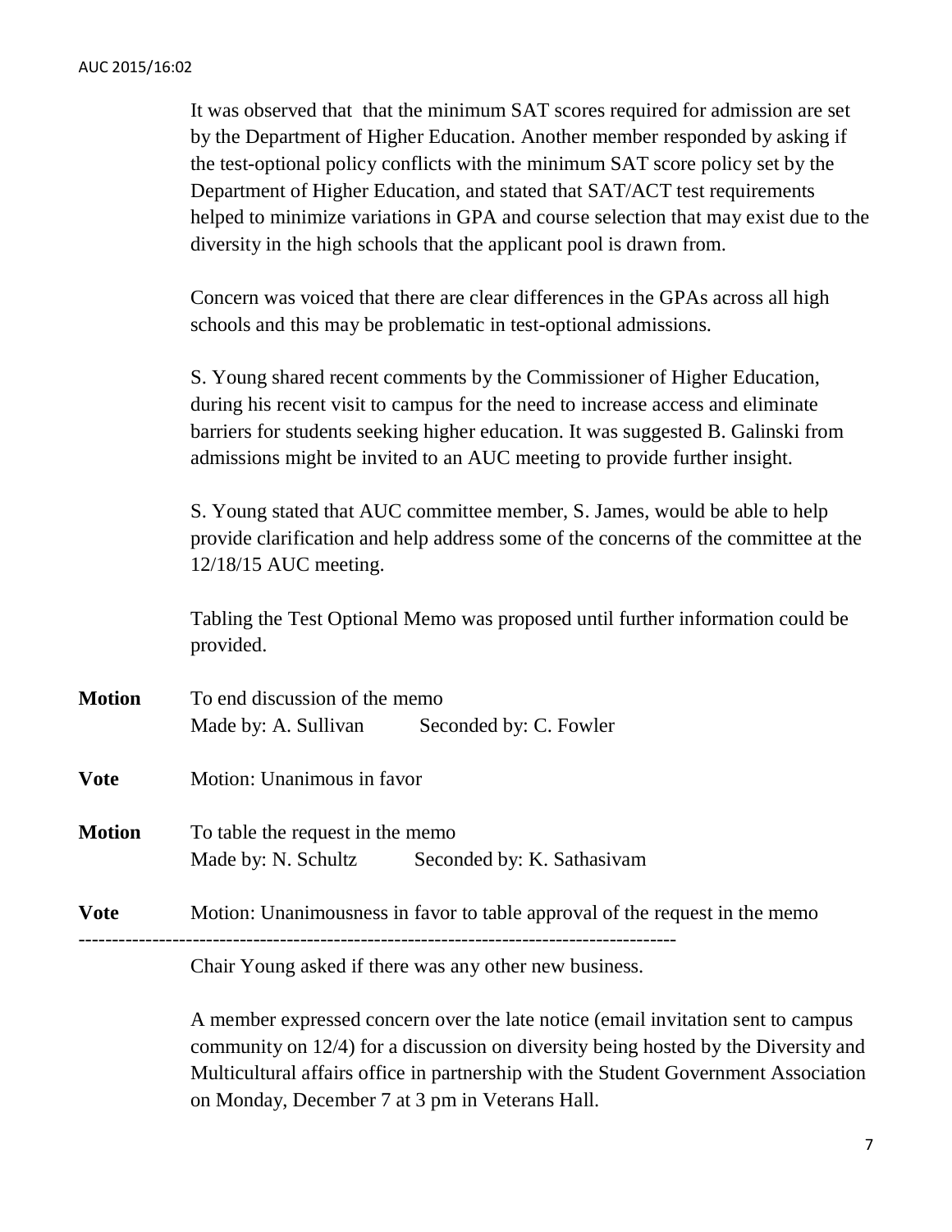It was observed that that the minimum SAT scores required for admission are set by the Department of Higher Education. Another member responded by asking if the test-optional policy conflicts with the minimum SAT score policy set by the Department of Higher Education, and stated that SAT/ACT test requirements helped to minimize variations in GPA and course selection that may exist due to the diversity in the high schools that the applicant pool is drawn from.

Concern was voiced that there are clear differences in the GPAs across all high schools and this may be problematic in test-optional admissions.

S. Young shared recent comments by the Commissioner of Higher Education, during his recent visit to campus for the need to increase access and eliminate barriers for students seeking higher education. It was suggested B. Galinski from admissions might be invited to an AUC meeting to provide further insight.

S. Young stated that AUC committee member, S. James, would be able to help provide clarification and help address some of the concerns of the committee at the 12/18/15 AUC meeting.

Tabling the Test Optional Memo was proposed until further information could be provided.

**Motion** To end discussion of the memo
Made by: A. Sullivan Seconded by: C. Fowler

**Vote** Motion: Unanimous in favor

**Motion** To table the request in the memo
Made by: N. Schultz Seconded by: K. Sathasivam

**Vote** Motion: Unanimousness in favor to table approval of the request in the memo

---

Chair Young asked if there was any other new business.

A member expressed concern over the late notice (email invitation sent to campus community on 12/4) for a discussion on diversity being hosted by the Diversity and Multicultural affairs office in partnership with the Student Government Association on Monday, December 7 at 3 pm in Veterans Hall.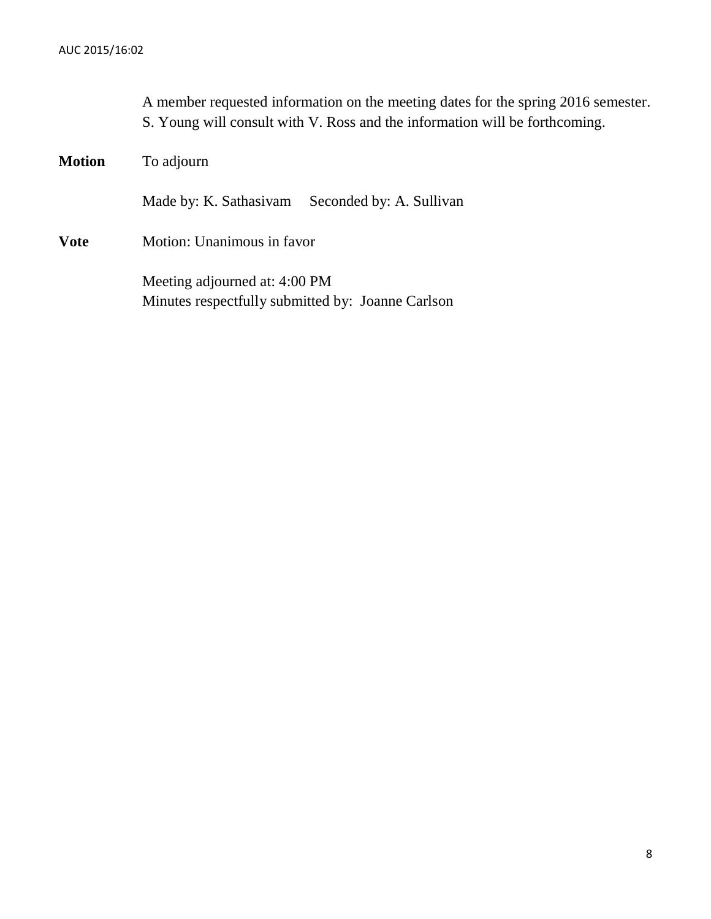A member requested information on the meeting dates for the spring 2016 semester. S. Young will consult with V. Ross and the information will be forthcoming.

**Motion** To adjourn

Made by: K. Sathasivam Seconded by: A. Sullivan

**Vote** Motion: Unanimous in favor

Meeting adjourned at: 4:00 PM
Minutes respectfully submitted by: Joanne Carlson